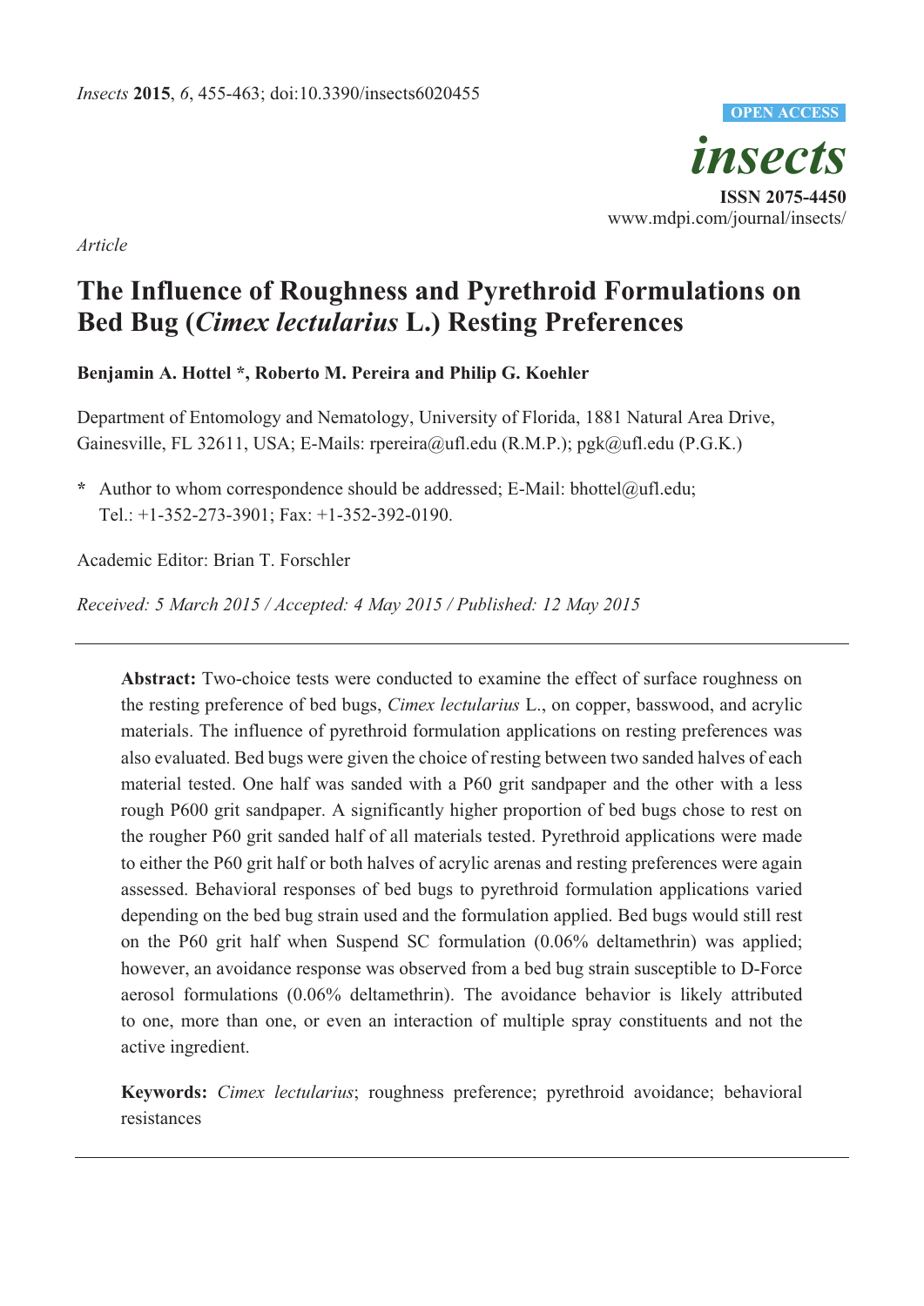*Article*

# The Influence of Roughness and Pyrethroid Formulations on Bed Bug (*Cimex lectularius* L.) Resting Preferences

**Benjamin A. Hottel \*, Roberto M. Pereira and Philip G. Koehler**

Department of Entomology and Nematology, University of Florida, 1881 Natural Area Drive, Gainesville, FL 32611, USA; E-Mails: rpereira@ufl.edu (R.M.P.); pgk@ufl.edu (P.G.K.)

**\*** Author to whom correspondence should be addressed; E-Mail: bhottel@ufl.edu; Tel.: +1-352-273-3901; Fax: +1-352-392-0190.

Academic Editor: Brian T. Forschler

*Received: 5 March 2015 / Accepted: 4 May 2015 / Published: 12 May 2015*

---

**Abstract:** Two-choice tests were conducted to examine the effect of surface roughness on the resting preference of bed bugs, *Cimex lectularius* L., on copper, basswood, and acrylic materials. The influence of pyrethroid formulation applications on resting preferences was also evaluated. Bed bugs were given the choice of resting between two sanded halves of each material tested. One half was sanded with a P60 grit sandpaper and the other with a less rough P600 grit sandpaper. A significantly higher proportion of bed bugs chose to rest on the rougher P60 grit sanded half of all materials tested. Pyrethroid applications were made to either the P60 grit half or both halves of acrylic arenas and resting preferences were again assessed. Behavioral responses of bed bugs to pyrethroid formulation applications varied depending on the bed bug strain used and the formulation applied. Bed bugs would still rest on the P60 grit half when Suspend SC formulation (0.06% deltamethrin) was applied; however, an avoidance response was observed from a bed bug strain susceptible to D-Force aerosol formulations (0.06% deltamethrin). The avoidance behavior is likely attributed to one, more than one, or even an interaction of multiple spray constituents and not the active ingredient.

**Keywords:** *Cimex lectularius*; roughness preference; pyrethroid avoidance; behavioral resistances

---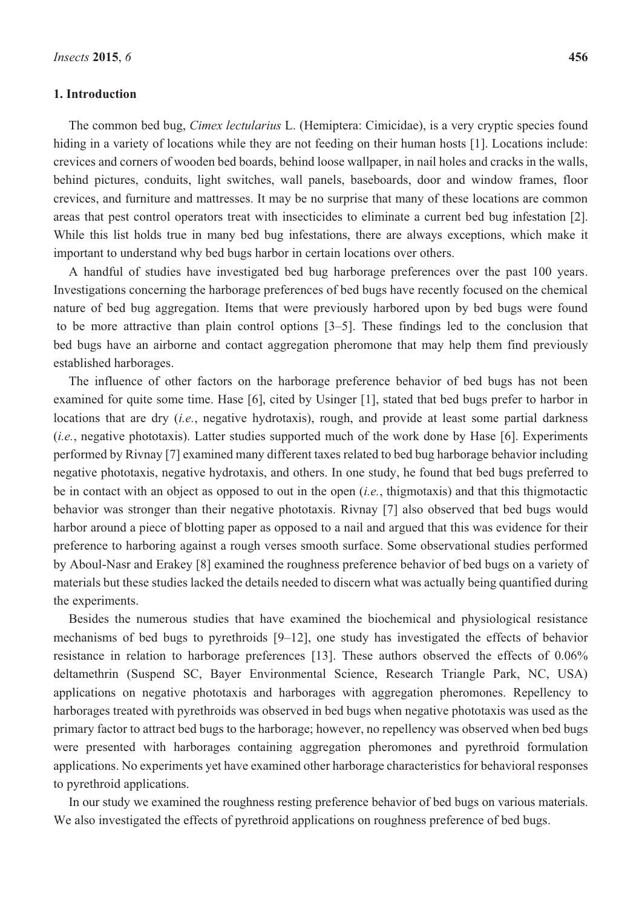## 1. Introduction

The common bed bug, *Cimex lectularius* L. (Hemiptera: Cimicidae), is a very cryptic species found hiding in a variety of locations while they are not feeding on their human hosts [1]. Locations include: crevices and corners of wooden bed boards, behind loose wallpaper, in nail holes and cracks in the walls, behind pictures, conduits, light switches, wall panels, baseboards, door and window frames, floor crevices, and furniture and mattresses. It may be no surprise that many of these locations are common areas that pest control operators treat with insecticides to eliminate a current bed bug infestation [2]. While this list holds true in many bed bug infestations, there are always exceptions, which make it important to understand why bed bugs harbor in certain locations over others.

A handful of studies have investigated bed bug harborage preferences over the past 100 years. Investigations concerning the harborage preferences of bed bugs have recently focused on the chemical nature of bed bug aggregation. Items that were previously harbored upon by bed bugs were found to be more attractive than plain control options [3–5]. These findings led to the conclusion that bed bugs have an airborne and contact aggregation pheromone that may help them find previously established harborages.

The influence of other factors on the harborage preference behavior of bed bugs has not been examined for quite some time. Hase [6], cited by Usinger [1], stated that bed bugs prefer to harbor in locations that are dry (*i.e.*, negative hydrotaxis), rough, and provide at least some partial darkness (*i.e.*, negative phototaxis). Latter studies supported much of the work done by Hase [6]. Experiments performed by Rivnay [7] examined many different taxes related to bed bug harborage behavior including negative phototaxis, negative hydrotaxis, and others. In one study, he found that bed bugs preferred to be in contact with an object as opposed to out in the open (*i.e.*, thigmotaxis) and that this thigmotactic behavior was stronger than their negative phototaxis. Rivnay [7] also observed that bed bugs would harbor around a piece of blotting paper as opposed to a nail and argued that this was evidence for their preference to harboring against a rough verses smooth surface. Some observational studies performed by Aboul-Nasr and Erakey [8] examined the roughness preference behavior of bed bugs on a variety of materials but these studies lacked the details needed to discern what was actually being quantified during the experiments.

Besides the numerous studies that have examined the biochemical and physiological resistance mechanisms of bed bugs to pyrethroids [9–12], one study has investigated the effects of behavior resistance in relation to harborage preferences [13]. These authors observed the effects of 0.06% deltamethrin (Suspend SC, Bayer Environmental Science, Research Triangle Park, NC, USA) applications on negative phototaxis and harborages with aggregation pheromones. Repellency to harborages treated with pyrethroids was observed in bed bugs when negative phototaxis was used as the primary factor to attract bed bugs to the harborage; however, no repellency was observed when bed bugs were presented with harborages containing aggregation pheromones and pyrethroid formulation applications. No experiments yet have examined other harborage characteristics for behavioral responses to pyrethroid applications.

In our study we examined the roughness resting preference behavior of bed bugs on various materials. We also investigated the effects of pyrethroid applications on roughness preference of bed bugs.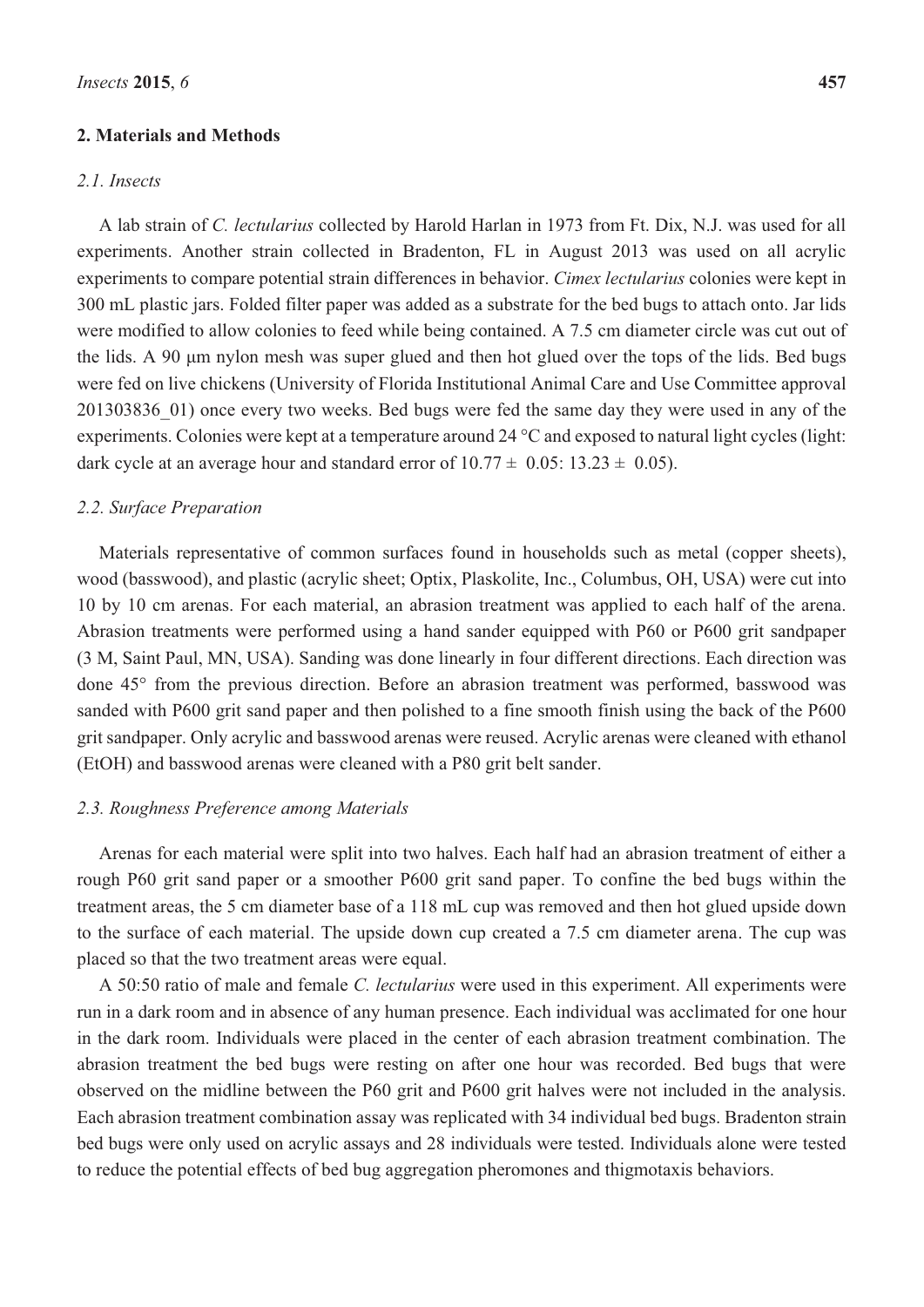## 2. Materials and Methods

### 2.1. Insects

A lab strain of *C. lectularius* collected by Harold Harlan in 1973 from Ft. Dix, N.J. was used for all experiments. Another strain collected in Bradenton, FL in August 2013 was used on all acrylic experiments to compare potential strain differences in behavior. *Cimex lectularius* colonies were kept in 300 mL plastic jars. Folded filter paper was added as a substrate for the bed bugs to attach onto. Jar lids were modified to allow colonies to feed while being contained. A 7.5 cm diameter circle was cut out of the lids. A 90 μm nylon mesh was super glued and then hot glued over the tops of the lids. Bed bugs were fed on live chickens (University of Florida Institutional Animal Care and Use Committee approval 201303836_01) once every two weeks. Bed bugs were fed the same day they were used in any of the experiments. Colonies were kept at a temperature around 24 °C and exposed to natural light cycles (light: dark cycle at an average hour and standard error of $10.77 \pm 0.05$: $13.23 \pm 0.05$).

### 2.2. Surface Preparation

Materials representative of common surfaces found in households such as metal (copper sheets), wood (basswood), and plastic (acrylic sheet; Optix, Plaskolite, Inc., Columbus, OH, USA) were cut into 10 by 10 cm arenas. For each material, an abrasion treatment was applied to each half of the arena. Abrasion treatments were performed using a hand sander equipped with P60 or P600 grit sandpaper (3 M, Saint Paul, MN, USA). Sanding was done linearly in four different directions. Each direction was done 45° from the previous direction. Before an abrasion treatment was performed, basswood was sanded with P600 grit sand paper and then polished to a fine smooth finish using the back of the P600 grit sandpaper. Only acrylic and basswood arenas were reused. Acrylic arenas were cleaned with ethanol (EtOH) and basswood arenas were cleaned with a P80 grit belt sander.

### 2.3. Roughness Preference among Materials

Arenas for each material were split into two halves. Each half had an abrasion treatment of either a rough P60 grit sand paper or a smoother P600 grit sand paper. To confine the bed bugs within the treatment areas, the 5 cm diameter base of a 118 mL cup was removed and then hot glued upside down to the surface of each material. The upside down cup created a 7.5 cm diameter arena. The cup was placed so that the two treatment areas were equal.

A 50:50 ratio of male and female *C. lectularius* were used in this experiment. All experiments were run in a dark room and in absence of any human presence. Each individual was acclimated for one hour in the dark room. Individuals were placed in the center of each abrasion treatment combination. The abrasion treatment the bed bugs were resting on after one hour was recorded. Bed bugs that were observed on the midline between the P60 grit and P600 grit halves were not included in the analysis. Each abrasion treatment combination assay was replicated with 34 individual bed bugs. Bradenton strain bed bugs were only used on acrylic assays and 28 individuals were tested. Individuals alone were tested to reduce the potential effects of bed bug aggregation pheromones and thigmotaxis behaviors.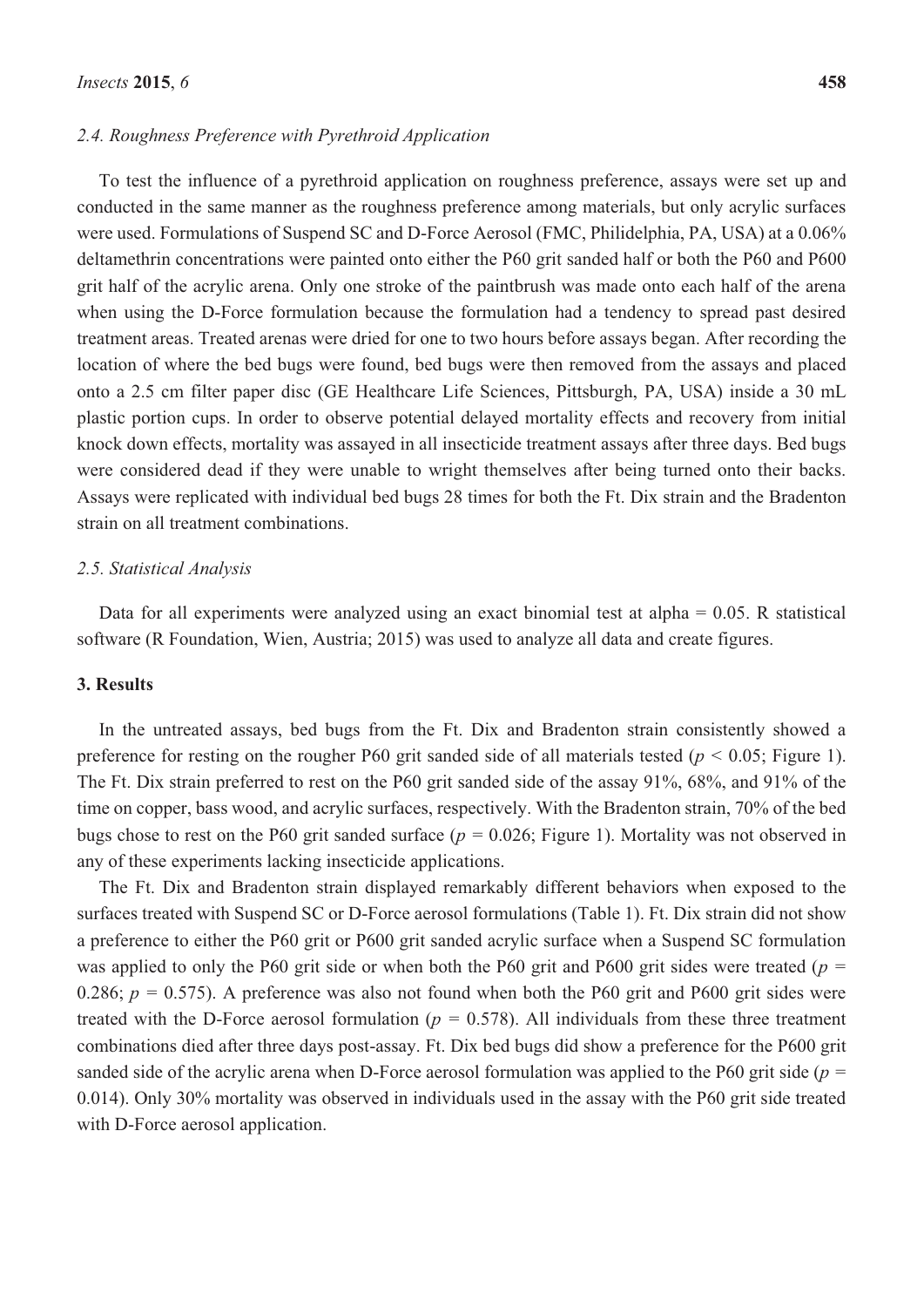### 2.4. Roughness Preference with Pyrethroid Application

To test the influence of a pyrethroid application on roughness preference, assays were set up and conducted in the same manner as the roughness preference among materials, but only acrylic surfaces were used. Formulations of Suspend SC and D-Force Aerosol (FMC, Philidelphia, PA, USA) at a 0.06% deltamethrin concentrations were painted onto either the P60 grit sanded half or both the P60 and P600 grit half of the acrylic arena. Only one stroke of the paintbrush was made onto each half of the arena when using the D-Force formulation because the formulation had a tendency to spread past desired treatment areas. Treated arenas were dried for one to two hours before assays began. After recording the location of where the bed bugs were found, bed bugs were then removed from the assays and placed onto a 2.5 cm filter paper disc (GE Healthcare Life Sciences, Pittsburgh, PA, USA) inside a 30 mL plastic portion cups. In order to observe potential delayed mortality effects and recovery from initial knock down effects, mortality was assayed in all insecticide treatment assays after three days. Bed bugs were considered dead if they were unable to wright themselves after being turned onto their backs. Assays were replicated with individual bed bugs 28 times for both the Ft. Dix strain and the Bradenton strain on all treatment combinations.

### 2.5. Statistical Analysis

Data for all experiments were analyzed using an exact binomial test at alpha = 0.05. R statistical software (R Foundation, Wien, Austria; 2015) was used to analyze all data and create figures.

## 3. Results

In the untreated assays, bed bugs from the Ft. Dix and Bradenton strain consistently showed a preference for resting on the rougher P60 grit sanded side of all materials tested ($p < 0.05$; Figure 1). The Ft. Dix strain preferred to rest on the P60 grit sanded side of the assay 91%, 68%, and 91% of the time on copper, bass wood, and acrylic surfaces, respectively. With the Bradenton strain, 70% of the bed bugs chose to rest on the P60 grit sanded surface ($p = 0.026$; Figure 1). Mortality was not observed in any of these experiments lacking insecticide applications.

The Ft. Dix and Bradenton strain displayed remarkably different behaviors when exposed to the surfaces treated with Suspend SC or D-Force aerosol formulations (Table 1). Ft. Dix strain did not show a preference to either the P60 grit or P600 grit sanded acrylic surface when a Suspend SC formulation was applied to only the P60 grit side or when both the P60 grit and P600 grit sides were treated ($p = 0.286$; $p = 0.575$). A preference was also not found when both the P60 grit and P600 grit sides were treated with the D-Force aerosol formulation ($p = 0.578$). All individuals from these three treatment combinations died after three days post-assay. Ft. Dix bed bugs did show a preference for the P600 grit sanded side of the acrylic arena when D-Force aerosol formulation was applied to the P60 grit side ($p = 0.014$). Only 30% mortality was observed in individuals used in the assay with the P60 grit side treated with D-Force aerosol application.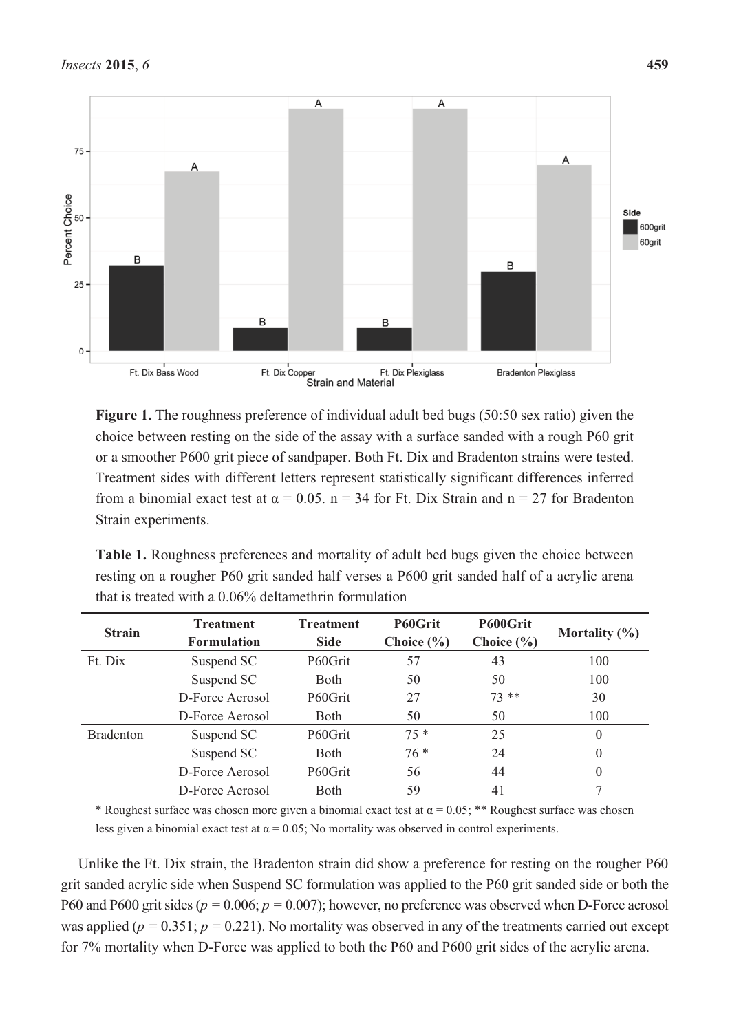**Figure 1.** The roughness preference of individual adult bed bugs (50:50 sex ratio) given the choice between resting on the side of the assay with a surface sanded with a rough P60 grit or a smoother P600 grit piece of sandpaper. Both Ft. Dix and Bradenton strains were tested. Treatment sides with different letters represent statistically significant differences inferred from a binomial exact test at $\alpha = 0.05$. n = 34 for Ft. Dix Strain and n = 27 for Bradenton Strain experiments.

**Table 1.** Roughness preferences and mortality of adult bed bugs given the choice between resting on a rougher P60 grit sanded half verses a P600 grit sanded half of a acrylic arena that is treated with a 0.06% deltamethrin formulation

| Strain | Treatment Formulation | Treatment Side | P60Grit Choice (%) | P600Grit Choice (%) | Mortality (%) |
|---|---|---|---|---|---|
| Ft. Dix | Suspend SC | P60Grit | 57 | 43 | 100 |
| | Suspend SC | Both | 50 | 50 | 100 |
| | D-Force Aerosol | P60Grit | 27 | 73 ** | 30 |
| | D-Force Aerosol | Both | 50 | 50 | 100 |
| Bradenton | Suspend SC | P60Grit | 75 * | 25 | 0 |
| | Suspend SC | Both | 76 * | 24 | 0 |
| | D-Force Aerosol | P60Grit | 56 | 44 | 0 |
| | D-Force Aerosol | Both | 59 | 41 | 7 |

* Roughest surface was chosen more given a binomial exact test at $\alpha = 0.05$; ** Roughest surface was chosen less given a binomial exact test at $\alpha = 0.05$; No mortality was observed in control experiments.

Unlike the Ft. Dix strain, the Bradenton strain did show a preference for resting on the rougher P60 grit sanded acrylic side when Suspend SC formulation was applied to the P60 grit sanded side or both the P60 and P600 grit sides ($p = 0.006$; $p = 0.007$); however, no preference was observed when D-Force aerosol was applied ($p = 0.351$; $p = 0.221$). No mortality was observed in any of the treatments carried out except for 7% mortality when D-Force was applied to both the P60 and P600 grit sides of the acrylic arena.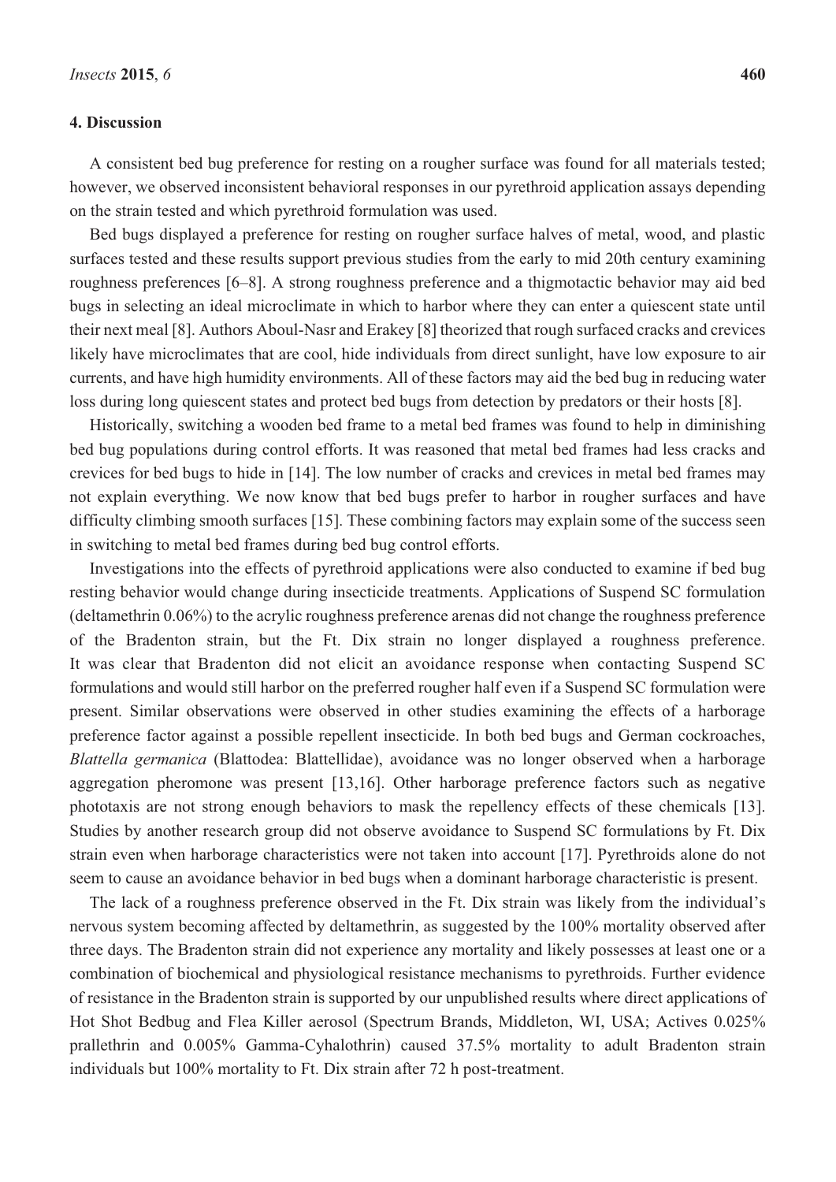## 4. Discussion

A consistent bed bug preference for resting on a rougher surface was found for all materials tested; however, we observed inconsistent behavioral responses in our pyrethroid application assays depending on the strain tested and which pyrethroid formulation was used.

Bed bugs displayed a preference for resting on rougher surface halves of metal, wood, and plastic surfaces tested and these results support previous studies from the early to mid 20th century examining roughness preferences [6–8]. A strong roughness preference and a thigmotactic behavior may aid bed bugs in selecting an ideal microclimate in which to harbor where they can enter a quiescent state until their next meal [8]. Authors Aboul-Nasr and Erakey [8] theorized that rough surfaced cracks and crevices likely have microclimates that are cool, hide individuals from direct sunlight, have low exposure to air currents, and have high humidity environments. All of these factors may aid the bed bug in reducing water loss during long quiescent states and protect bed bugs from detection by predators or their hosts [8].

Historically, switching a wooden bed frame to a metal bed frames was found to help in diminishing bed bug populations during control efforts. It was reasoned that metal bed frames had less cracks and crevices for bed bugs to hide in [14]. The low number of cracks and crevices in metal bed frames may not explain everything. We now know that bed bugs prefer to harbor in rougher surfaces and have difficulty climbing smooth surfaces [15]. These combining factors may explain some of the success seen in switching to metal bed frames during bed bug control efforts.

Investigations into the effects of pyrethroid applications were also conducted to examine if bed bug resting behavior would change during insecticide treatments. Applications of Suspend SC formulation (deltamethrin 0.06%) to the acrylic roughness preference arenas did not change the roughness preference of the Bradenton strain, but the Ft. Dix strain no longer displayed a roughness preference. It was clear that Bradenton did not elicit an avoidance response when contacting Suspend SC formulations and would still harbor on the preferred rougher half even if a Suspend SC formulation were present. Similar observations were observed in other studies examining the effects of a harborage preference factor against a possible repellent insecticide. In both bed bugs and German cockroaches, *Blattella germanica* (Blattodea: Blattellidae), avoidance was no longer observed when a harborage aggregation pheromone was present [13,16]. Other harborage preference factors such as negative phototaxis are not strong enough behaviors to mask the repellency effects of these chemicals [13]. Studies by another research group did not observe avoidance to Suspend SC formulations by Ft. Dix strain even when harborage characteristics were not taken into account [17]. Pyrethroids alone do not seem to cause an avoidance behavior in bed bugs when a dominant harborage characteristic is present.

The lack of a roughness preference observed in the Ft. Dix strain was likely from the individual's nervous system becoming affected by deltamethrin, as suggested by the 100% mortality observed after three days. The Bradenton strain did not experience any mortality and likely possesses at least one or a combination of biochemical and physiological resistance mechanisms to pyrethroids. Further evidence of resistance in the Bradenton strain is supported by our unpublished results where direct applications of Hot Shot Bedbug and Flea Killer aerosol (Spectrum Brands, Middleton, WI, USA; Actives 0.025% prallethrin and 0.005% Gamma-Cyhalothrin) caused 37.5% mortality to adult Bradenton strain individuals but 100% mortality to Ft. Dix strain after 72 h post-treatment.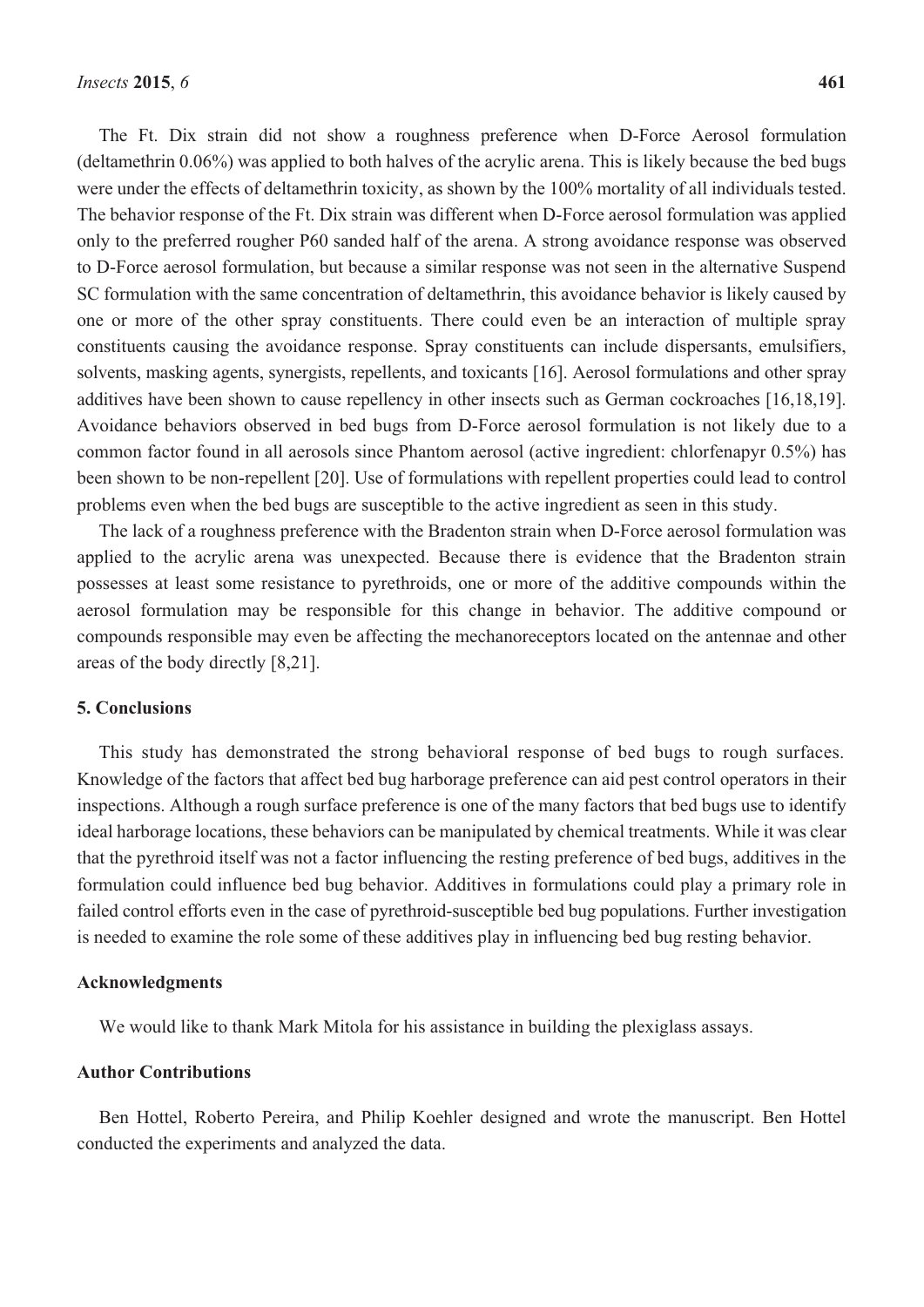The Ft. Dix strain did not show a roughness preference when D-Force Aerosol formulation (deltamethrin 0.06%) was applied to both halves of the acrylic arena. This is likely because the bed bugs were under the effects of deltamethrin toxicity, as shown by the 100% mortality of all individuals tested. The behavior response of the Ft. Dix strain was different when D-Force aerosol formulation was applied only to the preferred rougher P60 sanded half of the arena. A strong avoidance response was observed to D-Force aerosol formulation, but because a similar response was not seen in the alternative Suspend SC formulation with the same concentration of deltamethrin, this avoidance behavior is likely caused by one or more of the other spray constituents. There could even be an interaction of multiple spray constituents causing the avoidance response. Spray constituents can include dispersants, emulsifiers, solvents, masking agents, synergists, repellents, and toxicants [16]. Aerosol formulations and other spray additives have been shown to cause repellency in other insects such as German cockroaches [16,18,19]. Avoidance behaviors observed in bed bugs from D-Force aerosol formulation is not likely due to a common factor found in all aerosols since Phantom aerosol (active ingredient: chlorfenapyr 0.5%) has been shown to be non-repellent [20]. Use of formulations with repellent properties could lead to control problems even when the bed bugs are susceptible to the active ingredient as seen in this study.

The lack of a roughness preference with the Bradenton strain when D-Force aerosol formulation was applied to the acrylic arena was unexpected. Because there is evidence that the Bradenton strain possesses at least some resistance to pyrethroids, one or more of the additive compounds within the aerosol formulation may be responsible for this change in behavior. The additive compound or compounds responsible may even be affecting the mechanoreceptors located on the antennae and other areas of the body directly [8,21].

## 5. Conclusions

This study has demonstrated the strong behavioral response of bed bugs to rough surfaces. Knowledge of the factors that affect bed bug harborage preference can aid pest control operators in their inspections. Although a rough surface preference is one of the many factors that bed bugs use to identify ideal harborage locations, these behaviors can be manipulated by chemical treatments. While it was clear that the pyrethroid itself was not a factor influencing the resting preference of bed bugs, additives in the formulation could influence bed bug behavior. Additives in formulations could play a primary role in failed control efforts even in the case of pyrethroid-susceptible bed bug populations. Further investigation is needed to examine the role some of these additives play in influencing bed bug resting behavior.

## Acknowledgments

We would like to thank Mark Mitola for his assistance in building the plexiglass assays.

## Author Contributions

Ben Hottel, Roberto Pereira, and Philip Koehler designed and wrote the manuscript. Ben Hottel conducted the experiments and analyzed the data.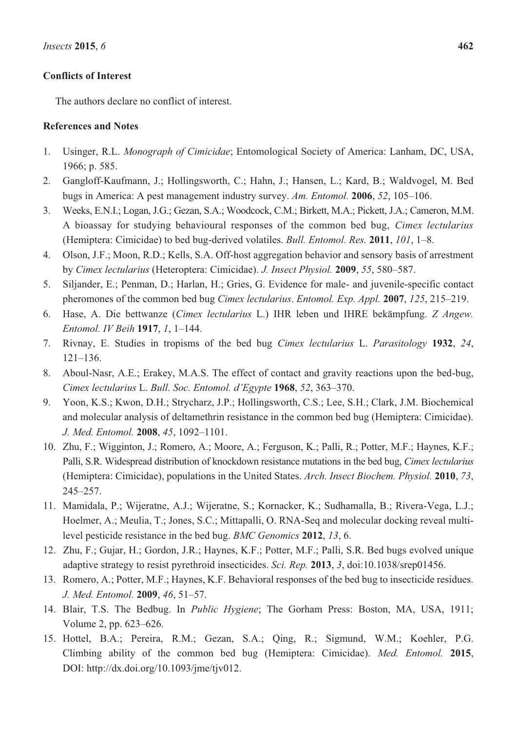## Conflicts of Interest

The authors declare no conflict of interest.

## References and Notes

1. Usinger, R.L. *Monograph of Cimicidae*; Entomological Society of America: Lanham, DC, USA, 1966; p. 585.
2. Gangloff-Kaufmann, J.; Hollingsworth, C.; Hahn, J.; Hansen, L.; Kard, B.; Waldvogel, M. Bed bugs in America: A pest management industry survey. *Am. Entomol.* **2006**, *52*, 105–106.
3. Weeks, E.N.I.; Logan, J.G.; Gezan, S.A.; Woodcock, C.M.; Birkett, M.A.; Pickett, J.A.; Cameron, M.M. A bioassay for studying behavioural responses of the common bed bug, *Cimex lectularius* (Hemiptera: Cimicidae) to bed bug-derived volatiles. *Bull. Entomol. Res.* **2011**, *101*, 1–8.
4. Olson, J.F.; Moon, R.D.; Kells, S.A. Off-host aggregation behavior and sensory basis of arrestment by *Cimex lectularius* (Heteroptera: Cimicidae). *J. Insect Physiol.* **2009**, *55*, 580–587.
5. Siljander, E.; Penman, D.; Harlan, H.; Gries, G. Evidence for male- and juvenile-specific contact pheromones of the common bed bug *Cimex lectularius*. *Entomol. Exp. Appl.* **2007**, *125*, 215–219.
6. Hase, A. Die bettwanze (*Cimex lectularius* L.) IHR leben und IHRE bekämpfung. *Z Angew. Entomol. IV Beih* **1917**, *1*, 1–144.
7. Rivnay, E. Studies in tropisms of the bed bug *Cimex lectularius* L. *Parasitology* **1932**, *24*, 121–136.
8. Aboul-Nasr, A.E.; Erakey, M.A.S. The effect of contact and gravity reactions upon the bed-bug, *Cimex lectularius* L. *Bull. Soc. Entomol. d'Egypte* **1968**, *52*, 363–370.
9. Yoon, K.S.; Kwon, D.H.; Strycharz, J.P.; Hollingsworth, C.S.; Lee, S.H.; Clark, J.M. Biochemical and molecular analysis of deltamethrin resistance in the common bed bug (Hemiptera: Cimicidae). *J. Med. Entomol.* **2008**, *45*, 1092–1101.
10. Zhu, F.; Wigginton, J.; Romero, A.; Moore, A.; Ferguson, K.; Palli, R.; Potter, M.F.; Haynes, K.F.; Palli, S.R. Widespread distribution of knockdown resistance mutations in the bed bug, *Cimex lectularius* (Hemiptera: Cimicidae), populations in the United States. *Arch. Insect Biochem. Physiol.* **2010**, *73*, 245–257.
11. Mamidala, P.; Wijeratne, A.J.; Wijeratne, S.; Kornacker, K.; Sudhamalla, B.; Rivera-Vega, L.J.; Hoelmer, A.; Meulia, T.; Jones, S.C.; Mittapalli, O. RNA-Seq and molecular docking reveal multi-level pesticide resistance in the bed bug. *BMC Genomics* **2012**, *13*, 6.
12. Zhu, F.; Gujar, H.; Gordon, J.R.; Haynes, K.F.; Potter, M.F.; Palli, S.R. Bed bugs evolved unique adaptive strategy to resist pyrethroid insecticides. *Sci. Rep.* **2013**, *3*, doi:10.1038/srep01456.
13. Romero, A.; Potter, M.F.; Haynes, K.F. Behavioral responses of the bed bug to insecticide residues. *J. Med. Entomol.* **2009**, *46*, 51–57.
14. Blair, T.S. The Bedbug. In *Public Hygiene*; The Gorham Press: Boston, MA, USA, 1911; Volume 2, pp. 623–626.
15. Hottel, B.A.; Pereira, R.M.; Gezan, S.A.; Qing, R.; Sigmund, W.M.; Koehler, P.G. Climbing ability of the common bed bug (Hemiptera: Cimicidae). *Med. Entomol.* **2015**, DOI: http://dx.doi.org/10.1093/jme/tjv012.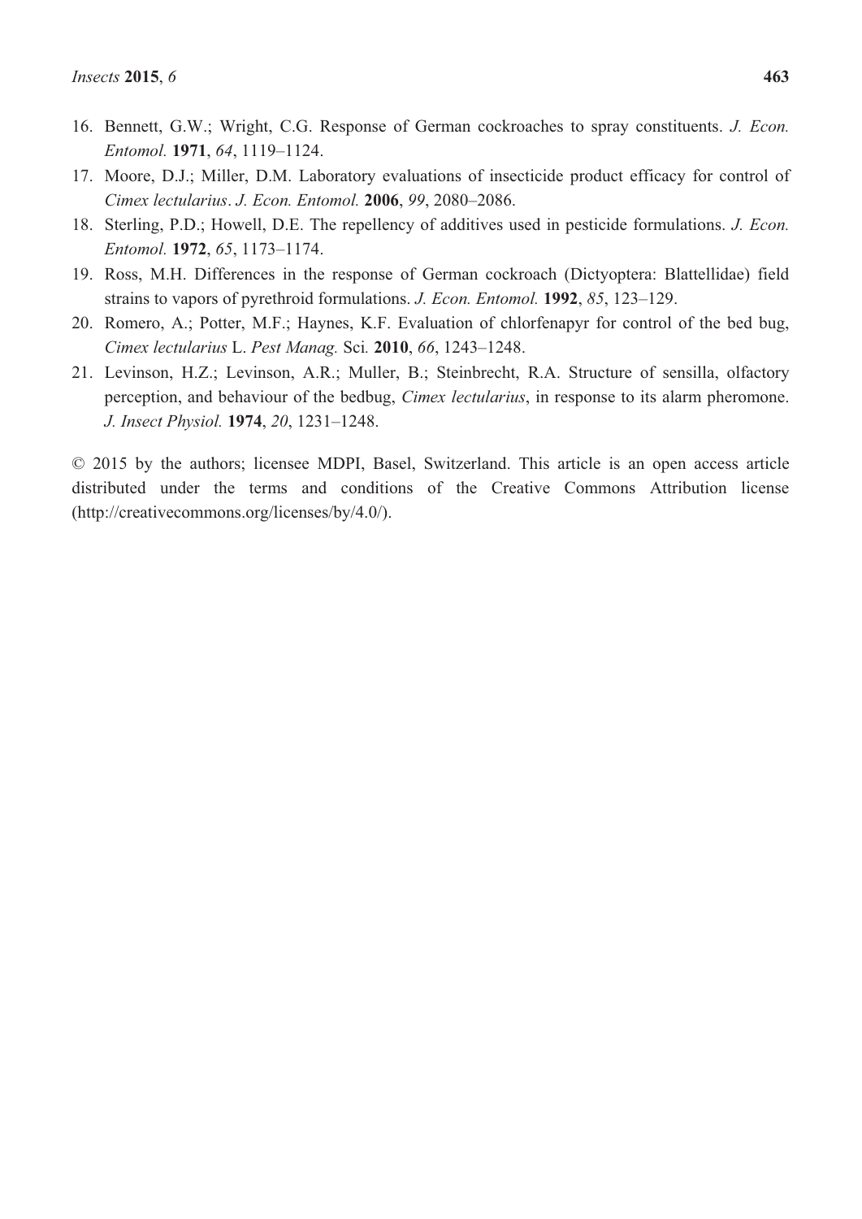16. Bennett, G.W.; Wright, C.G. Response of German cockroaches to spray constituents. *J. Econ. Entomol.* **1971**, *64*, 1119–1124.
17. Moore, D.J.; Miller, D.M. Laboratory evaluations of insecticide product efficacy for control of *Cimex lectularius*. *J. Econ. Entomol.* **2006**, *99*, 2080–2086.
18. Sterling, P.D.; Howell, D.E. The repellency of additives used in pesticide formulations. *J. Econ. Entomol.* **1972**, *65*, 1173–1174.
19. Ross, M.H. Differences in the response of German cockroach (Dictyoptera: Blattellidae) field strains to vapors of pyrethroid formulations. *J. Econ. Entomol.* **1992**, *85*, 123–129.
20. Romero, A.; Potter, M.F.; Haynes, K.F. Evaluation of chlorfenapyr for control of the bed bug, *Cimex lectularius* L. *Pest Manag.* Sci. **2010**, *66*, 1243–1248.
21. Levinson, H.Z.; Levinson, A.R.; Muller, B.; Steinbrecht, R.A. Structure of sensilla, olfactory perception, and behaviour of the bedbug, *Cimex lectularius*, in response to its alarm pheromone. *J. Insect Physiol.* **1974**, *20*, 1231–1248.

© 2015 by the authors; licensee MDPI, Basel, Switzerland. This article is an open access article distributed under the terms and conditions of the Creative Commons Attribution license (http://creativecommons.org/licenses/by/4.0/).